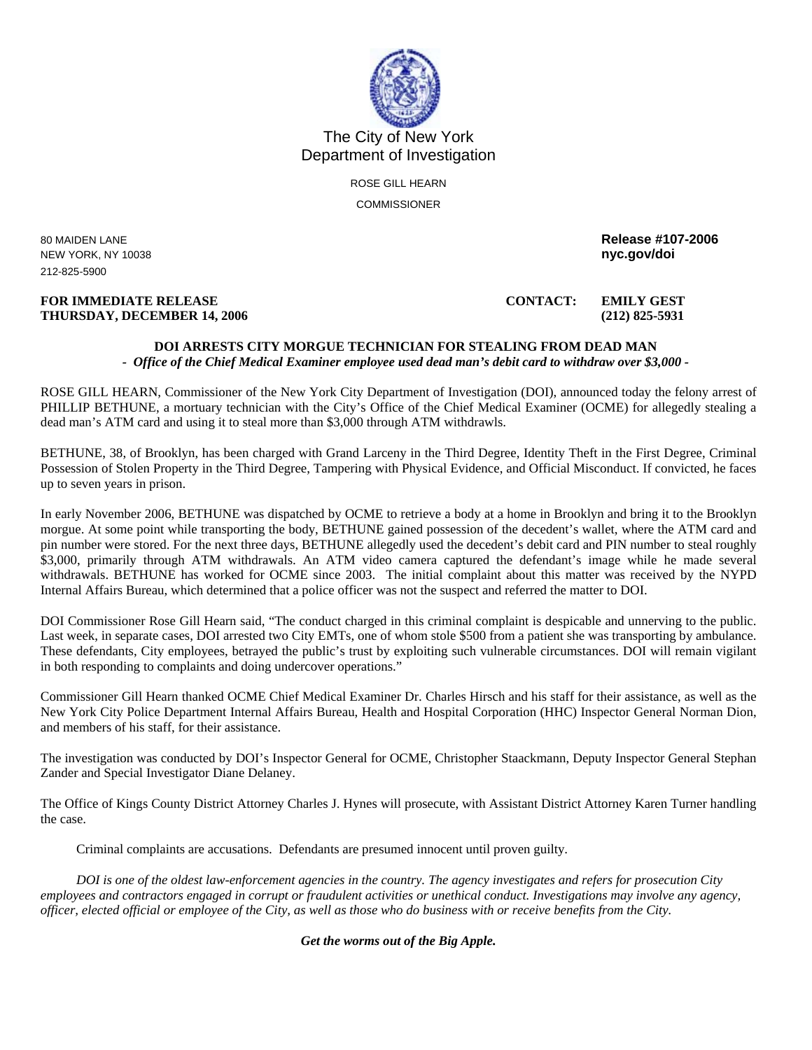# The City of New York
# Department of Investigation

ROSE GILL HEARN

COMMISSIONER

80 MAIDEN LANE
NEW YORK, NY 10038
212-825-5900

**Release #107-2006**
**nyc.gov/doi**

**FOR IMMEDIATE RELEASE**
**THURSDAY, DECEMBER 14, 2006**

**CONTACT: EMILY GEST**
**(212) 825-5931**

## DOI ARRESTS CITY MORGUE TECHNICIAN FOR STEALING FROM DEAD MAN

***- Office of the Chief Medical Examiner employee used dead man's debit card to withdraw over $3,000 -***

ROSE GILL HEARN, Commissioner of the New York City Department of Investigation (DOI), announced today the felony arrest of PHILLIP BETHUNE, a mortuary technician with the City's Office of the Chief Medical Examiner (OCME) for allegedly stealing a dead man's ATM card and using it to steal more than $3,000 through ATM withdrawls.

BETHUNE, 38, of Brooklyn, has been charged with Grand Larceny in the Third Degree, Identity Theft in the First Degree, Criminal Possession of Stolen Property in the Third Degree, Tampering with Physical Evidence, and Official Misconduct. If convicted, he faces up to seven years in prison.

In early November 2006, BETHUNE was dispatched by OCME to retrieve a body at a home in Brooklyn and bring it to the Brooklyn morgue. At some point while transporting the body, BETHUNE gained possession of the decedent's wallet, where the ATM card and pin number were stored. For the next three days, BETHUNE allegedly used the decedent's debit card and PIN number to steal roughly $3,000, primarily through ATM withdrawals. An ATM video camera captured the defendant's image while he made several withdrawals. BETHUNE has worked for OCME since 2003. The initial complaint about this matter was received by the NYPD Internal Affairs Bureau, which determined that a police officer was not the suspect and referred the matter to DOI.

DOI Commissioner Rose Gill Hearn said, "The conduct charged in this criminal complaint is despicable and unnerving to the public. Last week, in separate cases, DOI arrested two City EMTs, one of whom stole $500 from a patient she was transporting by ambulance. These defendants, City employees, betrayed the public's trust by exploiting such vulnerable circumstances. DOI will remain vigilant in both responding to complaints and doing undercover operations."

Commissioner Gill Hearn thanked OCME Chief Medical Examiner Dr. Charles Hirsch and his staff for their assistance, as well as the New York City Police Department Internal Affairs Bureau, Health and Hospital Corporation (HHC) Inspector General Norman Dion, and members of his staff, for their assistance.

The investigation was conducted by DOI's Inspector General for OCME, Christopher Staackmann, Deputy Inspector General Stephan Zander and Special Investigator Diane Delaney.

The Office of Kings County District Attorney Charles J. Hynes will prosecute, with Assistant District Attorney Karen Turner handling the case.

Criminal complaints are accusations. Defendants are presumed innocent until proven guilty.

*DOI is one of the oldest law-enforcement agencies in the country. The agency investigates and refers for prosecution City employees and contractors engaged in corrupt or fraudulent activities or unethical conduct. Investigations may involve any agency, officer, elected official or employee of the City, as well as those who do business with or receive benefits from the City.*

***Get the worms out of the Big Apple.***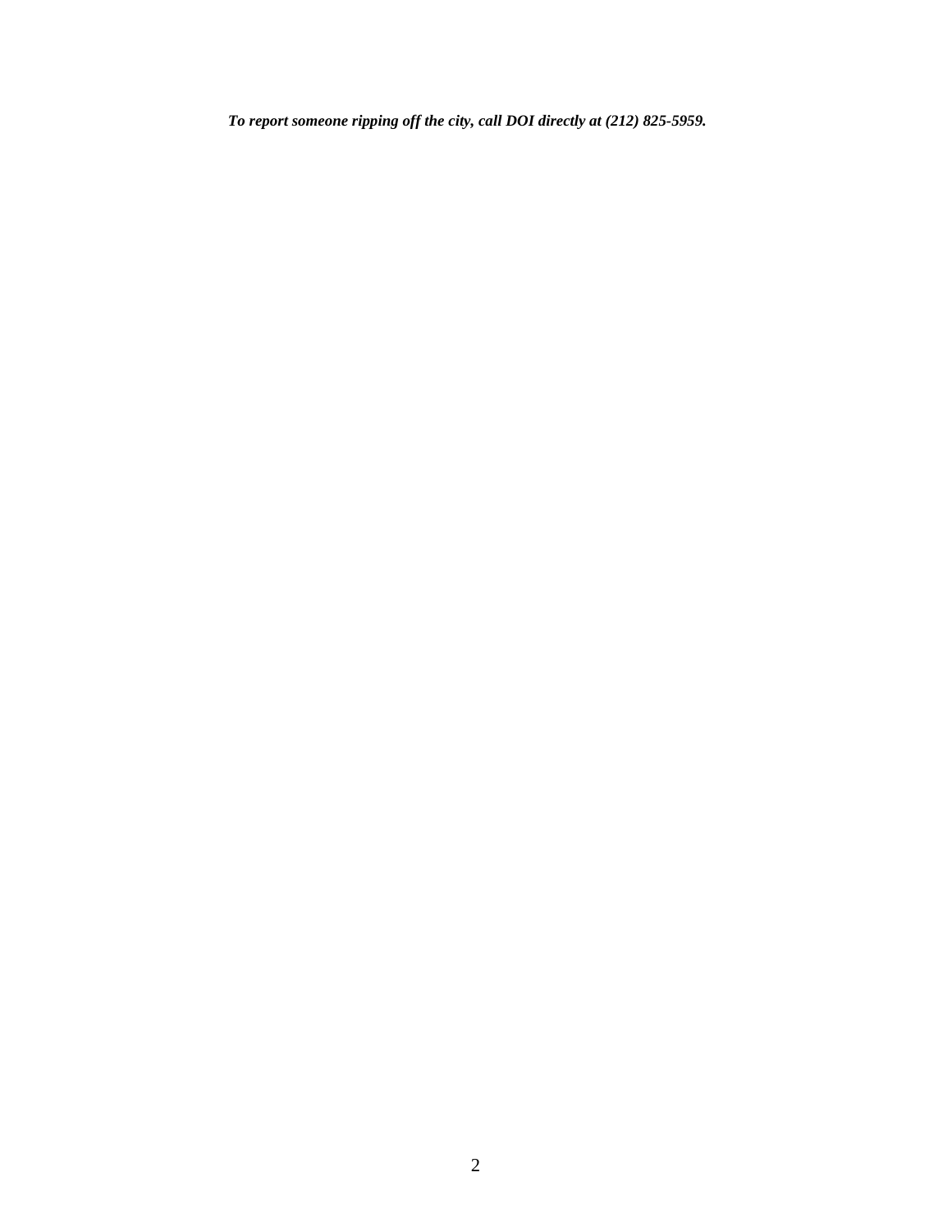***To report someone ripping off the city, call DOI directly at (212) 825-5959.***